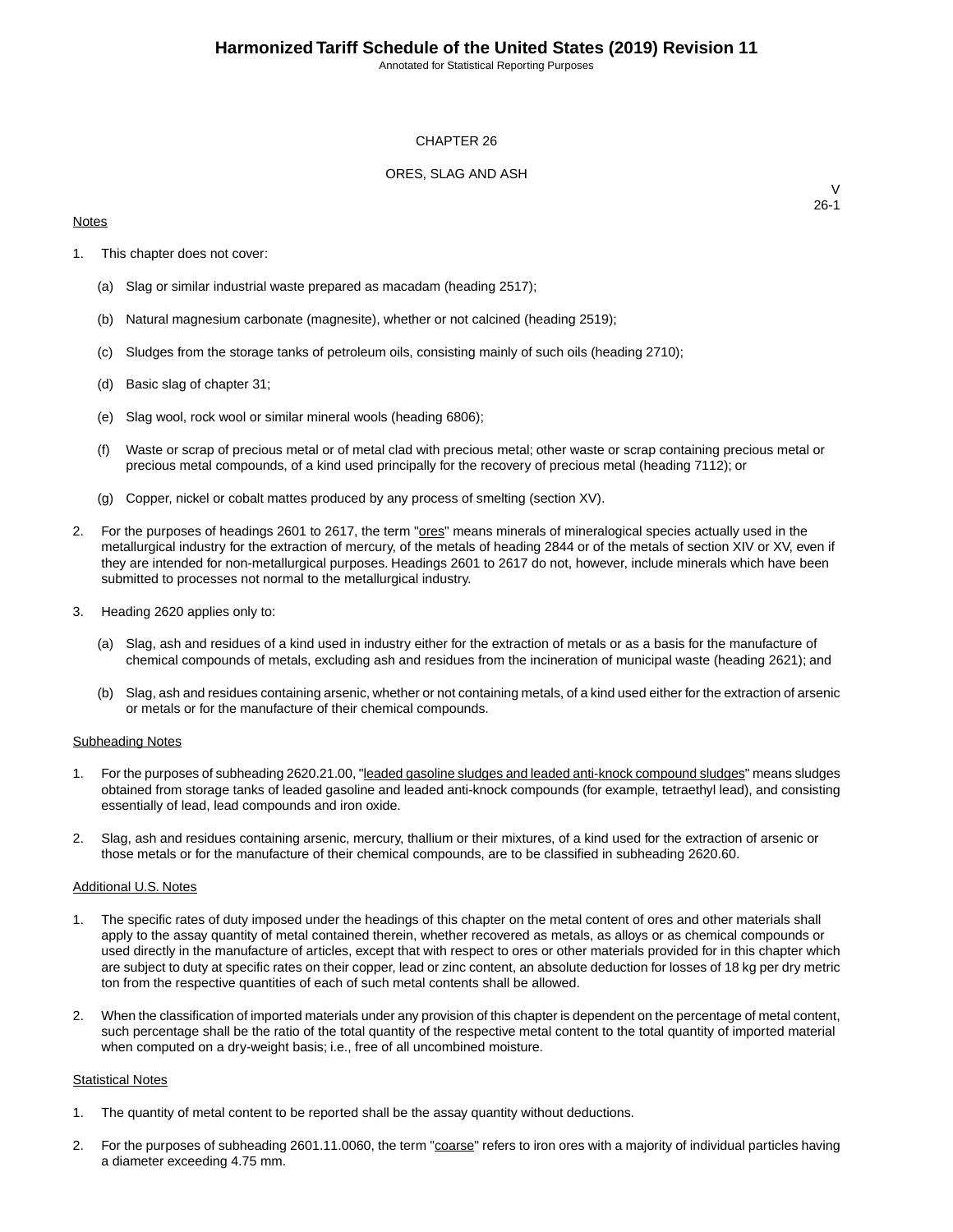CHAPTER 26

ORES, SLAG AND ASH

V
26-1

Notes

1. This chapter does not cover:

   (a) Slag or similar industrial waste prepared as macadam (heading 2517);

   (b) Natural magnesium carbonate (magnesite), whether or not calcined (heading 2519);

   (c) Sludges from the storage tanks of petroleum oils, consisting mainly of such oils (heading 2710);

   (d) Basic slag of chapter 31;

   (e) Slag wool, rock wool or similar mineral wools (heading 6806);

   (f) Waste or scrap of precious metal or of metal clad with precious metal; other waste or scrap containing precious metal or precious metal compounds, of a kind used principally for the recovery of precious metal (heading 7112); or

   (g) Copper, nickel or cobalt mattes produced by any process of smelting (section XV).

2. For the purposes of headings 2601 to 2617, the term "ores" means minerals of mineralogical species actually used in the metallurgical industry for the extraction of mercury, of the metals of heading 2844 or of the metals of section XIV or XV, even if they are intended for non-metallurgical purposes. Headings 2601 to 2617 do not, however, include minerals which have been submitted to processes not normal to the metallurgical industry.

3. Heading 2620 applies only to:

   (a) Slag, ash and residues of a kind used in industry either for the extraction of metals or as a basis for the manufacture of chemical compounds of metals, excluding ash and residues from the incineration of municipal waste (heading 2621); and

   (b) Slag, ash and residues containing arsenic, whether or not containing metals, of a kind used either for the extraction of arsenic or metals or for the manufacture of their chemical compounds.

Subheading Notes

1. For the purposes of subheading 2620.21.00, "leaded gasoline sludges and leaded anti-knock compound sludges" means sludges obtained from storage tanks of leaded gasoline and leaded anti-knock compounds (for example, tetraethyl lead), and consisting essentially of lead, lead compounds and iron oxide.

2. Slag, ash and residues containing arsenic, mercury, thallium or their mixtures, of a kind used for the extraction of arsenic or those metals or for the manufacture of their chemical compounds, are to be classified in subheading 2620.60.

Additional U.S. Notes

1. The specific rates of duty imposed under the headings of this chapter on the metal content of ores and other materials shall apply to the assay quantity of metal contained therein, whether recovered as metals, as alloys or as chemical compounds or used directly in the manufacture of articles, except that with respect to ores or other materials provided for in this chapter which are subject to duty at specific rates on their copper, lead or zinc content, an absolute deduction for losses of 18 kg per dry metric ton from the respective quantities of each of such metal contents shall be allowed.

2. When the classification of imported materials under any provision of this chapter is dependent on the percentage of metal content, such percentage shall be the ratio of the total quantity of the respective metal content to the total quantity of imported material when computed on a dry-weight basis; i.e., free of all uncombined moisture.

Statistical Notes

1. The quantity of metal content to be reported shall be the assay quantity without deductions.

2. For the purposes of subheading 2601.11.0060, the term "coarse" refers to iron ores with a majority of individual particles having a diameter exceeding 4.75 mm.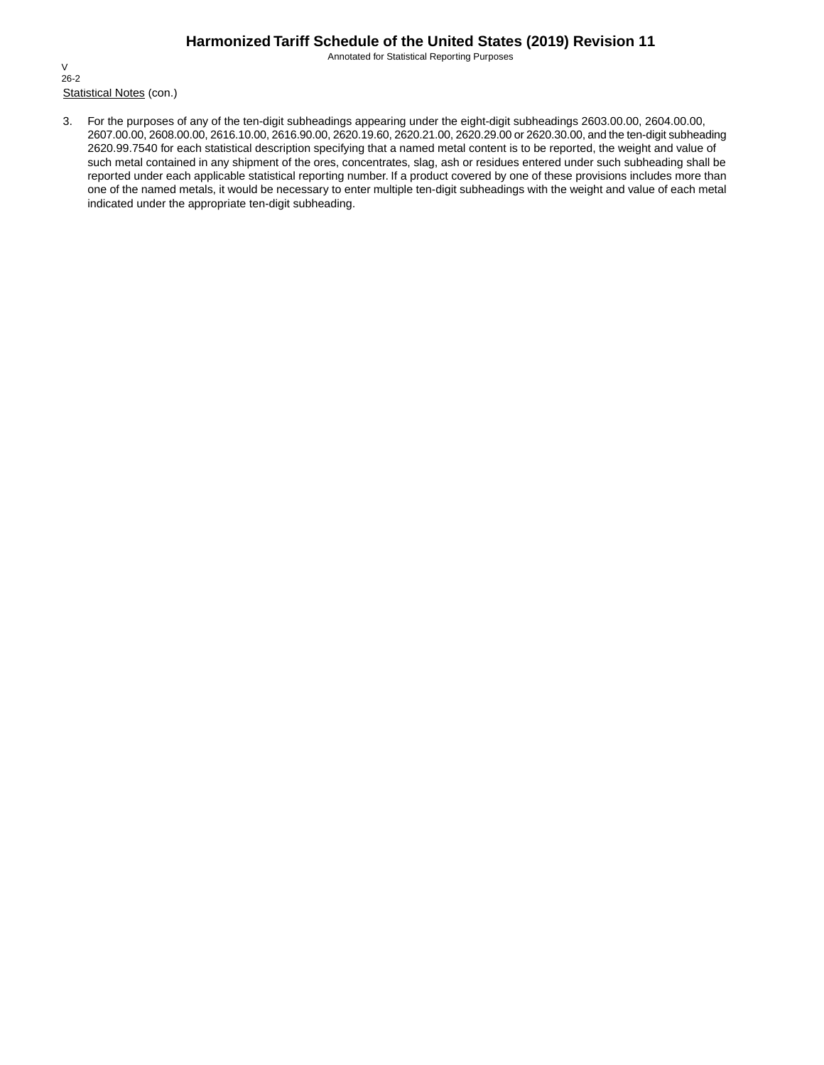Statistical Notes (con.)

3. For the purposes of any of the ten-digit subheadings appearing under the eight-digit subheadings 2603.00.00, 2604.00.00, 2607.00.00, 2608.00.00, 2616.10.00, 2616.90.00, 2620.19.60, 2620.21.00, 2620.29.00 or 2620.30.00, and the ten-digit subheading 2620.99.7540 for each statistical description specifying that a named metal content is to be reported, the weight and value of such metal contained in any shipment of the ores, concentrates, slag, ash or residues entered under such subheading shall be reported under each applicable statistical reporting number. If a product covered by one of these provisions includes more than one of the named metals, it would be necessary to enter multiple ten-digit subheadings with the weight and value of each metal indicated under the appropriate ten-digit subheading.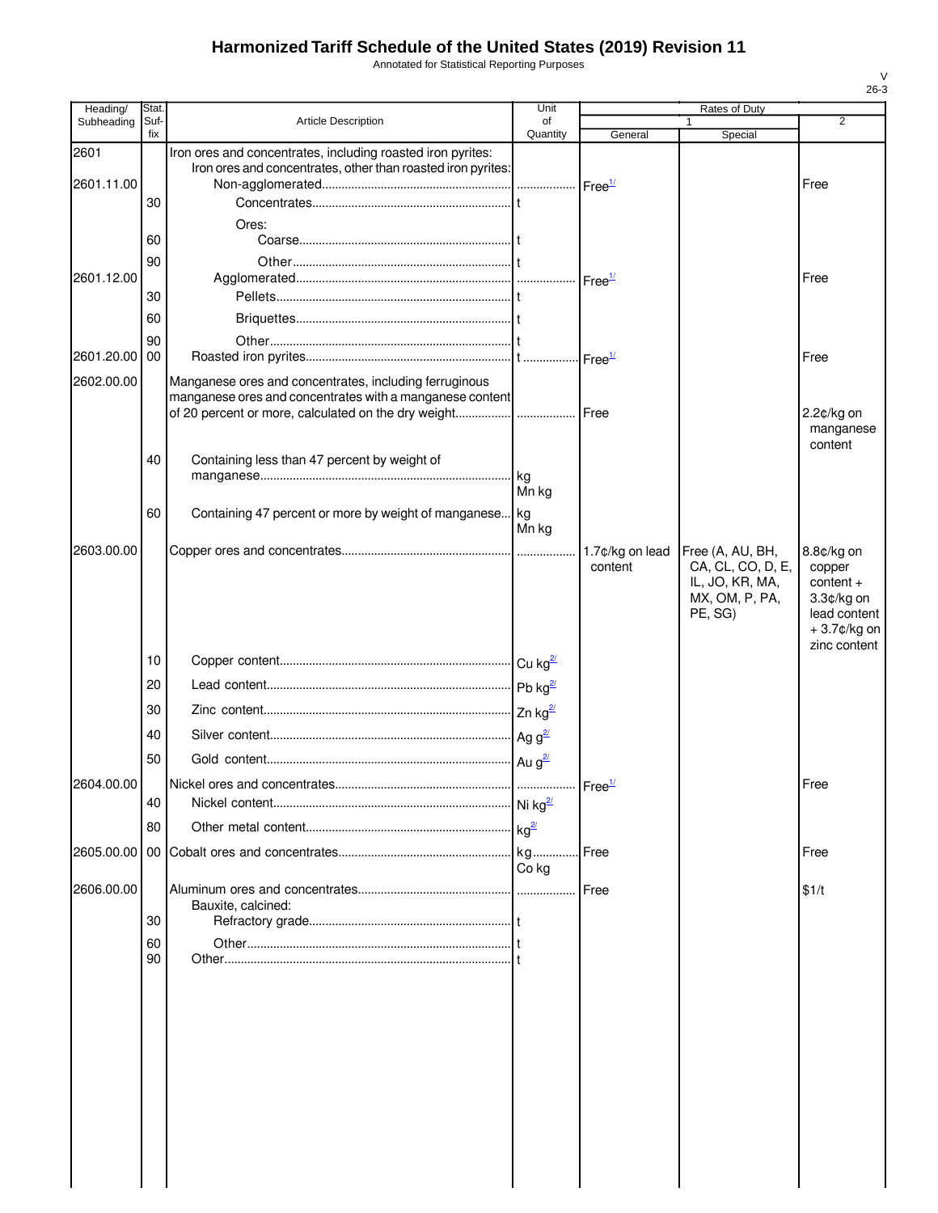# Harmonized Tariff Schedule of the United States (2019) Revision 11

Annotated for Statistical Reporting Purposes

V
26-3

| Heading/ Subheading | Stat. Suf- fix | Article Description | Unit of Quantity | Rates of Duty 1 General | Rates of Duty 1 Special | Rates of Duty 2 |
|---|---|---|---|---|---|---|
| 2601 | | Iron ores and concentrates, including roasted iron pyrites: | | | | |
| | | Iron ores and concentrates, other than roasted iron pyrites: | | | | |
| 2601.11.00 | | Non-agglomerated | | Free[1/] | | Free |
| | 30 | Concentrates | t | | | |
| | | Ores: | | | | |
| | 60 | Coarse | t | | | |
| | 90 | Other | t | | | |
| 2601.12.00 | | Agglomerated | | Free[1/] | | Free |
| | 30 | Pellets | t | | | |
| | 60 | Briquettes | t | | | |
| | 90 | Other | t | | | |
| 2601.20.00 | 00 | Roasted iron pyrites | t | Free[1/] | | Free |
| 2602.00.00 | | Manganese ores and concentrates, including ferruginous manganese ores and concentrates with a manganese content of 20 percent or more, calculated on the dry weight | | Free | | 2.2¢/kg on manganese content |
| | 40 | Containing less than 47 percent by weight of manganese | kg Mn kg | | | |
| | 60 | Containing 47 percent or more by weight of manganese | kg Mn kg | | | |
| 2603.00.00 | | Copper ores and concentrates | | 1.7¢/kg on lead content | Free (A, AU, BH, CA, CL, CO, D, E, IL, JO, KR, MA, MX, OM, P, PA, PE, SG) | 8.8¢/kg on copper content + 3.3¢/kg on lead content + 3.7¢/kg on zinc content |
| | 10 | Copper content | Cu kg[2/] | | | |
| | 20 | Lead content | Pb kg[2/] | | | |
| | 30 | Zinc content | Zn kg[2/] | | | |
| | 40 | Silver content | Ag g[2/] | | | |
| | 50 | Gold content | Au g[2/] | | | |
| 2604.00.00 | | Nickel ores and concentrates | | Free[1/] | | Free |
| | 40 | Nickel content | Ni kg[2/] | | | |
| | 80 | Other metal content | kg[2/] | | | |
| 2605.00.00 | 00 | Cobalt ores and concentrates | kg Co kg | Free | | Free |
| 2606.00.00 | | Aluminum ores and concentrates | | Free | | $1/t |
| | | Bauxite, calcined: | | | | |
| | 30 | Refractory grade | t | | | |
| | 60 | Other | t | | | |
| | 90 | Other | t | | | |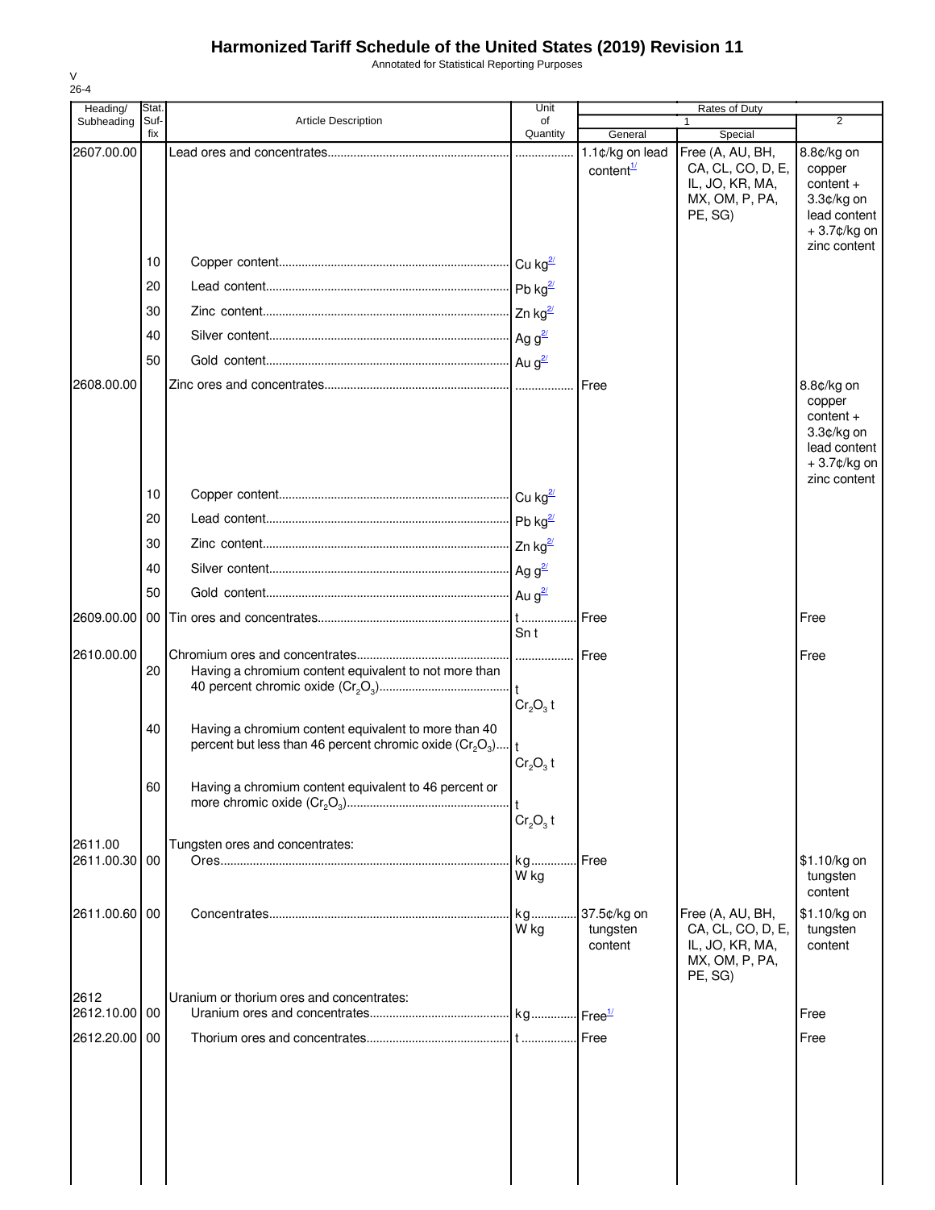# Harmonized Tariff Schedule of the United States (2019) Revision 11

Annotated for Statistical Reporting Purposes

V
26-4

| Heading/ Subheading | Stat. Suf- fix | Article Description | Unit of Quantity | Rates of Duty 1 General | Special | 2 |
|---|---|---|---|---|---|---|
| 2607.00.00 | | Lead ores and concentrates | | 1.1¢/kg on lead content[1/] | Free (A, AU, BH, CA, CL, CO, D, E, IL, JO, KR, MA, MX, OM, P, PA, PE, SG) | 8.8¢/kg on copper content + 3.3¢/kg on lead content + 3.7¢/kg on zinc content |
| | 10 | Copper content | Cu kg[2/] | | | |
| | 20 | Lead content | Pb kg[2/] | | | |
| | 30 | Zinc content | Zn kg[2/] | | | |
| | 40 | Silver content | Ag g[2/] | | | |
| | 50 | Gold content | Au g[2/] | | | |
| 2608.00.00 | | Zinc ores and concentrates | | Free | | 8.8¢/kg on copper content + 3.3¢/kg on lead content + 3.7¢/kg on zinc content |
| | 10 | Copper content | Cu kg[2/] | | | |
| | 20 | Lead content | Pb kg[2/] | | | |
| | 30 | Zinc content | Zn kg[2/] | | | |
| | 40 | Silver content | Ag g[2/] | | | |
| | 50 | Gold content | Au g[2/] | | | |
| 2609.00.00 | 00 | Tin ores and concentrates | t<br>Sn t | Free | | Free |
| 2610.00.00 | | Chromium ores and concentrates | | Free | | Free |
| | 20 | Having a chromium content equivalent to not more than 40 percent chromic oxide ($Cr_2O_3$) | t<br>$Cr_2O_3$ t | | | |
| | 40 | Having a chromium content equivalent to more than 40 percent but less than 46 percent chromic oxide ($Cr_2O_3$) | t<br>$Cr_2O_3$ t | | | |
| | 60 | Having a chromium content equivalent to 46 percent or more chromic oxide ($Cr_2O_3$) | t<br>$Cr_2O_3$ t | | | |
| 2611.00 | | Tungsten ores and concentrates: | | | | |
| 2611.00.30 | 00 | Ores | kg<br>W kg | Free | | \$1.10/kg on tungsten content |
| 2611.00.60 | 00 | Concentrates | kg<br>W kg | 37.5¢/kg on tungsten content | Free (A, AU, BH, CA, CL, CO, D, E, IL, JO, KR, MA, MX, OM, P, PA, PE, SG) | \$1.10/kg on tungsten content |
| 2612 | | Uranium or thorium ores and concentrates: | | | | |
| 2612.10.00 | 00 | Uranium ores and concentrates | kg | Free[1/] | | Free |
| 2612.20.00 | 00 | Thorium ores and concentrates | t | Free | | Free |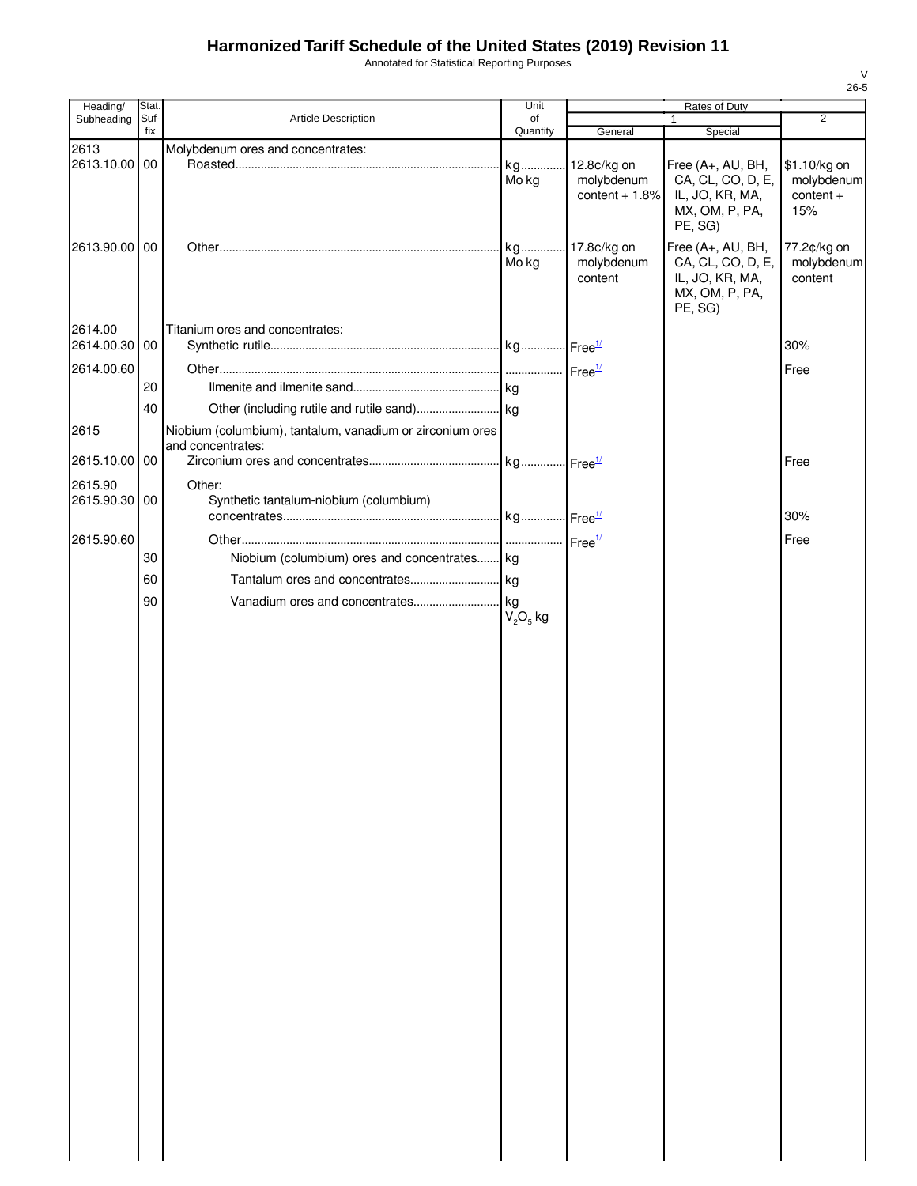# Harmonized Tariff Schedule of the United States (2019) Revision 11

Annotated for Statistical Reporting Purposes

| Heading/ Subheading | Stat. Suf- fix | Article Description | Unit of Quantity | Rates of Duty 1 General | Special | 2 |
|---|---|---|---|---|---|---|
| 2613 | | Molybdenum ores and concentrates: | | | | |
| 2613.10.00 | 00 | Roasted | kg<br>Mo kg | 12.8¢/kg on molybdenum content + 1.8% | Free (A+, AU, BH, CA, CL, CO, D, E, IL, JO, KR, MA, MX, OM, P, PA, PE, SG) | $1.10/kg on molybdenum content + 15% |
| 2613.90.00 | 00 | Other | kg<br>Mo kg | 17.8¢/kg on molybdenum content | Free (A+, AU, BH, CA, CL, CO, D, E, IL, JO, KR, MA, MX, OM, P, PA, PE, SG) | 77.2¢/kg on molybdenum content |
| 2614.00 | | Titanium ores and concentrates: | | | | |
| 2614.00.30 | 00 | Synthetic rutile | kg | Free[1/] | | 30% |
| 2614.00.60 | | Other | | Free[1/] | | Free |
| | 20 | Ilmenite and ilmenite sand | kg | | | |
| | 40 | Other (including rutile and rutile sand) | kg | | | |
| 2615 | | Niobium (columbium), tantalum, vanadium or zirconium ores and concentrates: | | | | |
| 2615.10.00 | 00 | Zirconium ores and concentrates | kg | Free[1/] | | Free |
| 2615.90 | | Other: | | | | |
| 2615.90.30 | 00 | Synthetic tantalum-niobium (columbium) concentrates | kg | Free[1/] | | 30% |
| 2615.90.60 | | Other | | Free[1/] | | Free |
| | 30 | Niobium (columbium) ores and concentrates | kg | | | |
| | 60 | Tantalum ores and concentrates | kg | | | |
| | 90 | Vanadium ores and concentrates | kg<br>$V_2O_5$ kg | | | |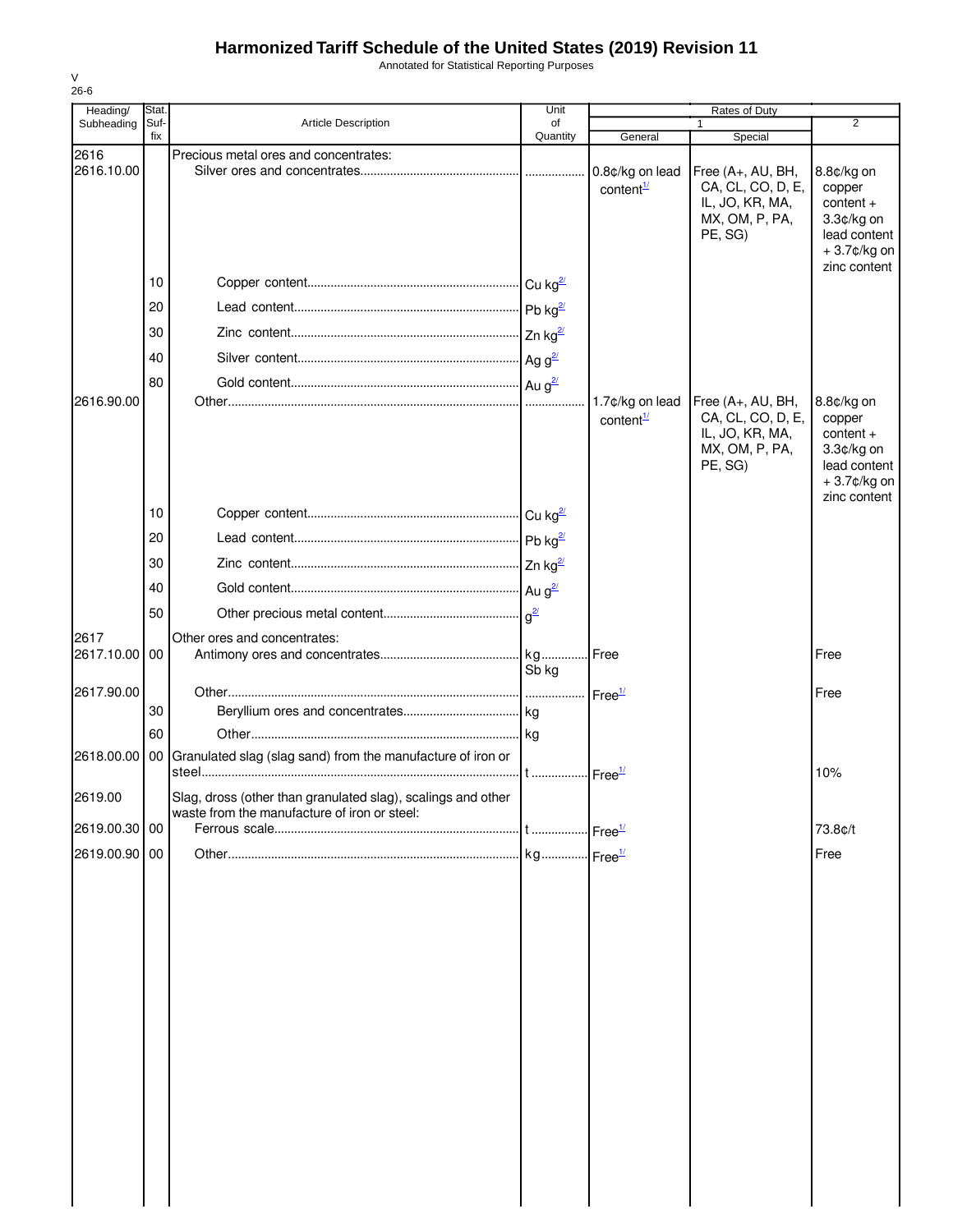# Harmonized Tariff Schedule of the United States (2019) Revision 11

Annotated for Statistical Reporting Purposes

V
26-6

| Heading/ Subheading | Stat. Suf- fix | Article Description | Unit of Quantity | Rates of Duty 1 General | Rates of Duty 1 Special | Rates of Duty 2 |
|---|---|---|---|---|---|---|
| 2616 | | Precious metal ores and concentrates: | | | | |
| 2616.10.00 | | Silver ores and concentrates | | 0.8¢/kg on lead content[1/] | Free (A+, AU, BH, CA, CL, CO, D, E, IL, JO, KR, MA, MX, OM, P, PA, PE, SG) | 8.8¢/kg on copper content + 3.3¢/kg on lead content + 3.7¢/kg on zinc content |
| | 10 | Copper content | Cu kg[2/] | | | |
| | 20 | Lead content | Pb kg[2/] | | | |
| | 30 | Zinc content | Zn kg[2/] | | | |
| | 40 | Silver content | Ag g[2/] | | | |
| | 80 | Gold content | Au g[2/] | | | |
| 2616.90.00 | | Other | | 1.7¢/kg on lead content[1/] | Free (A+, AU, BH, CA, CL, CO, D, E, IL, JO, KR, MA, MX, OM, P, PA, PE, SG) | 8.8¢/kg on copper content + 3.3¢/kg on lead content + 3.7¢/kg on zinc content |
| | 10 | Copper content | Cu kg[2/] | | | |
| | 20 | Lead content | Pb kg[2/] | | | |
| | 30 | Zinc content | Zn kg[2/] | | | |
| | 40 | Gold content | Au g[2/] | | | |
| | 50 | Other precious metal content | g[2/] | | | |
| 2617 | | Other ores and concentrates: | | | | |
| 2617.10.00 | 00 | Antimony ores and concentrates | kg Sb kg | Free | | Free |
| 2617.90.00 | | Other | | Free[1/] | | Free |
| | 30 | Beryllium ores and concentrates | kg | | | |
| | 60 | Other | kg | | | |
| 2618.00.00 | 00 | Granulated slag (slag sand) from the manufacture of iron or steel | t | Free[1/] | | 10% |
| 2619.00 | | Slag, dross (other than granulated slag), scalings and other waste from the manufacture of iron or steel: | | | | |
| 2619.00.30 | 00 | Ferrous scale | t | Free[1/] | | 73.8¢/t |
| 2619.00.90 | 00 | Other | kg | Free[1/] | | Free |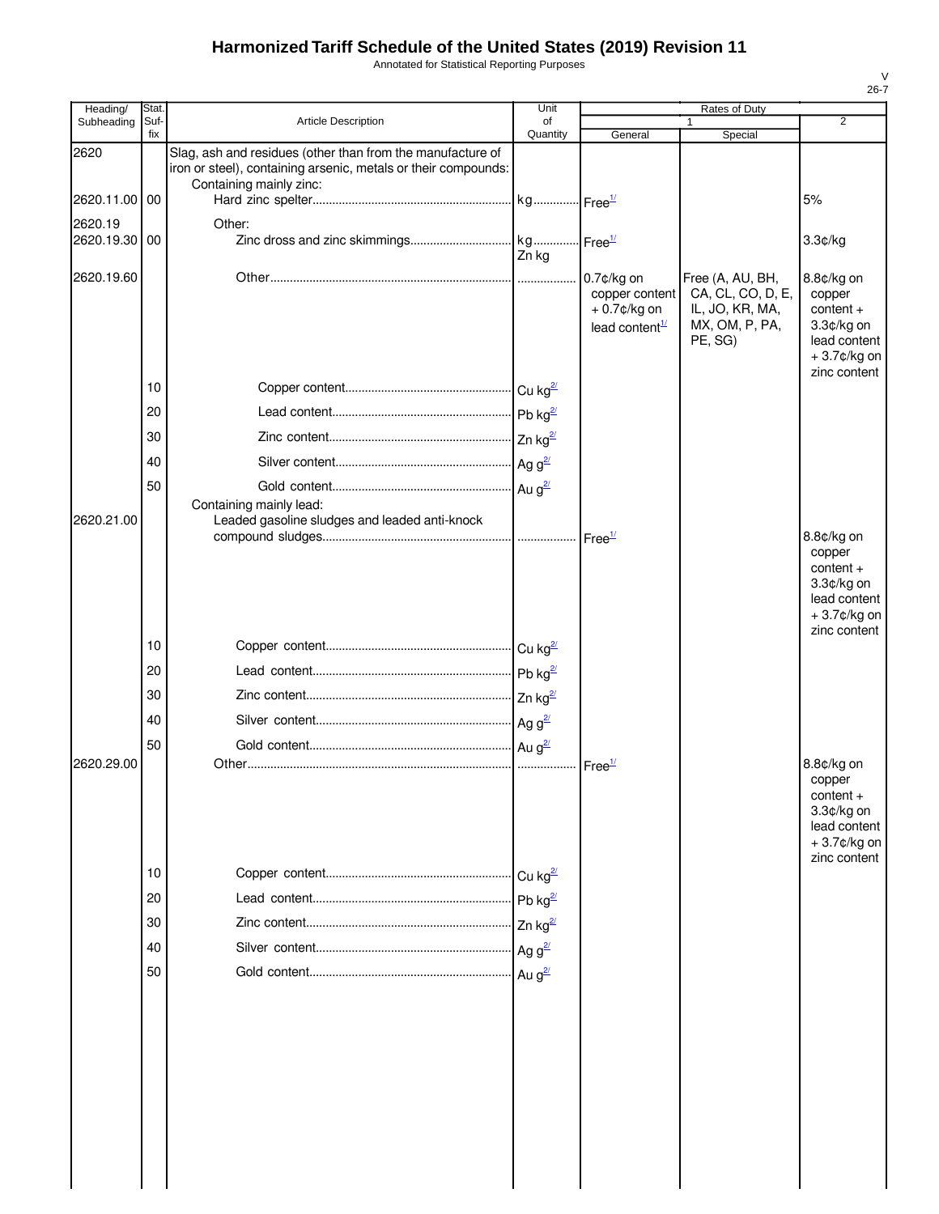# Harmonized Tariff Schedule of the United States (2019) Revision 11

Annotated for Statistical Reporting Purposes

| Heading/ Subheading | Stat. Suf- fix | Article Description | Unit of Quantity | Rates of Duty 1 General | Special | 2 |
|---|---|---|---|---|---|---|
| 2620 | | Slag, ash and residues (other than from the manufacture of iron or steel), containing arsenic, metals or their compounds: | | | | |
| | | Containing mainly zinc: | | | | |
| 2620.11.00 | 00 | Hard zinc spelter | kg | Free[1/] | | 5% |
| 2620.19 | | Other: | | | | |
| 2620.19.30 | 00 | Zinc dross and zinc skimmings | kg Zn kg | Free[1/] | | 3.3¢/kg |
| 2620.19.60 | | Other | | 0.7¢/kg on copper content + 0.7¢/kg on lead content[1/] | Free (A, AU, BH, CA, CL, CO, D, E, IL, JO, KR, MA, MX, OM, P, PA, PE, SG) | 8.8¢/kg on copper content + 3.3¢/kg on lead content + 3.7¢/kg on zinc content |
| | 10 | Copper content | Cu kg[2/] | | | |
| | 20 | Lead content | Pb kg[2/] | | | |
| | 30 | Zinc content | Zn kg[2/] | | | |
| | 40 | Silver content | Ag g[2/] | | | |
| | 50 | Gold content | Au g[2/] | | | |
| | | Containing mainly lead: | | | | |
| 2620.21.00 | | Leaded gasoline sludges and leaded anti-knock compound sludges | | Free[1/] | | 8.8¢/kg on copper content + 3.3¢/kg on lead content + 3.7¢/kg on zinc content |
| | 10 | Copper content | Cu kg[2/] | | | |
| | 20 | Lead content | Pb kg[2/] | | | |
| | 30 | Zinc content | Zn kg[2/] | | | |
| | 40 | Silver content | Ag g[2/] | | | |
| | 50 | Gold content | Au g[2/] | | | |
| 2620.29.00 | | Other | | Free[1/] | | 8.8¢/kg on copper content + 3.3¢/kg on lead content + 3.7¢/kg on zinc content |
| | 10 | Copper content | Cu kg[2/] | | | |
| | 20 | Lead content | Pb kg[2/] | | | |
| | 30 | Zinc content | Zn kg[2/] | | | |
| | 40 | Silver content | Ag g[2/] | | | |
| | 50 | Gold content | Au g[2/] | | | |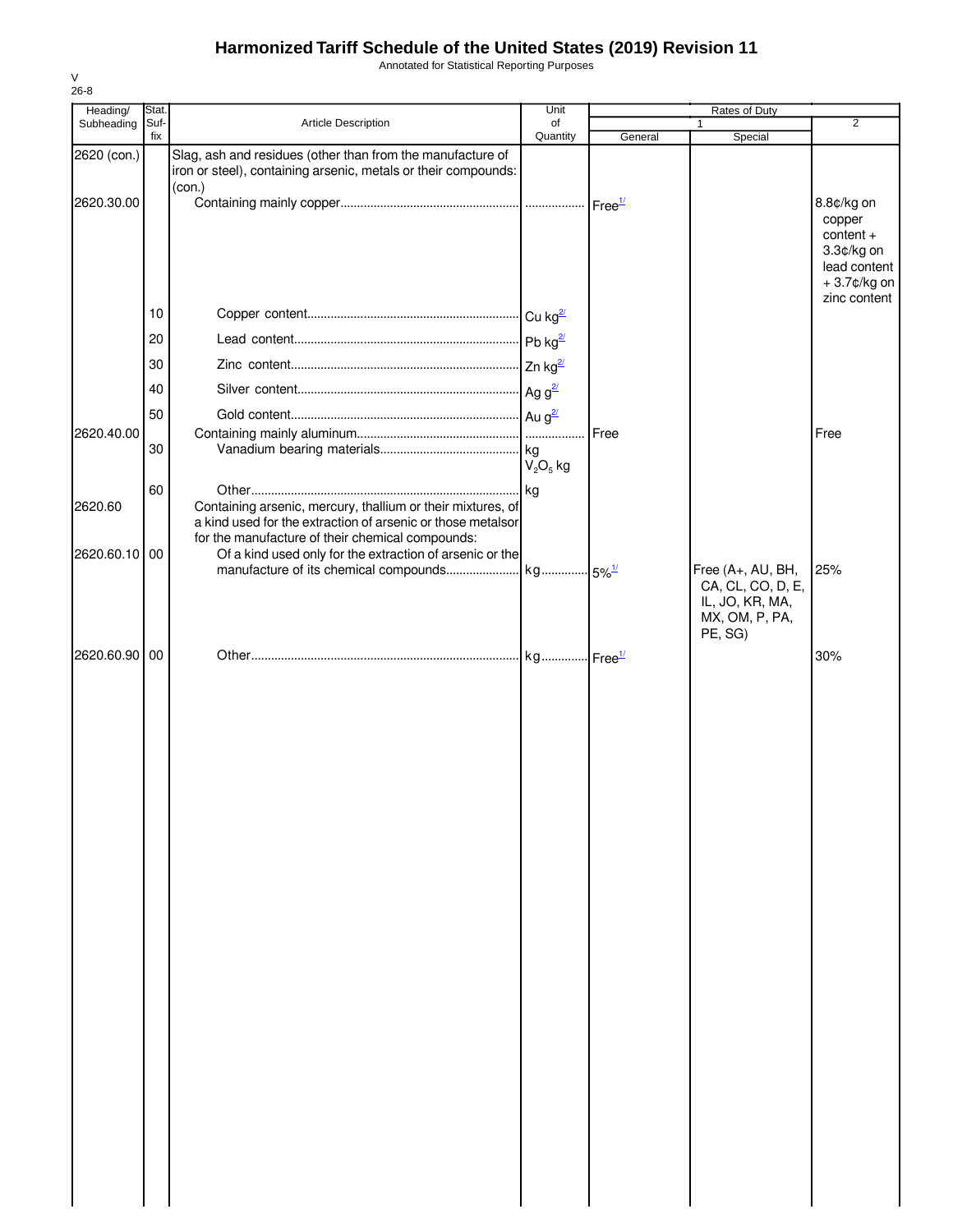# Harmonized Tariff Schedule of the United States (2019) Revision 11

Annotated for Statistical Reporting Purposes

V
26-8

| Heading/ Subheading | Stat. Suf- fix | Article Description | Unit of Quantity | Rates of Duty 1 General | Special | 2 |
|---|---|---|---|---|---|---|
| 2620 (con.) | | Slag, ash and residues (other than from the manufacture of iron or steel), containing arsenic, metals or their compounds: (con.) | | | | |
| 2620.30.00 | | Containing mainly copper | | Free[1/] | | 8.8¢/kg on copper content + 3.3¢/kg on lead content + 3.7¢/kg on zinc content |
| | 10 | Copper content | Cu kg[2/] | | | |
| | 20 | Lead content | Pb kg[2/] | | | |
| | 30 | Zinc content | Zn kg[2/] | | | |
| | 40 | Silver content | Ag g[2/] | | | |
| | 50 | Gold content | Au g[2/] | | | |
| 2620.40.00 | | Containing mainly aluminum | | Free | | Free |
| | 30 | Vanadium bearing materials | kg $V_2O_5$ kg | | | |
| | 60 | Other | kg | | | |
| 2620.60 | | Containing arsenic, mercury, thallium or their mixtures, of a kind used for the extraction of arsenic or those metalsor for the manufacture of their chemical compounds: | | | | |
| 2620.60.10 | 00 | Of a kind used only for the extraction of arsenic or the manufacture of its chemical compounds | kg | 5%[1/] | Free (A+, AU, BH, CA, CL, CO, D, E, IL, JO, KR, MA, MX, OM, P, PA, PE, SG) | 25% |
| 2620.60.90 | 00 | Other | kg | Free[1/] | | 30% |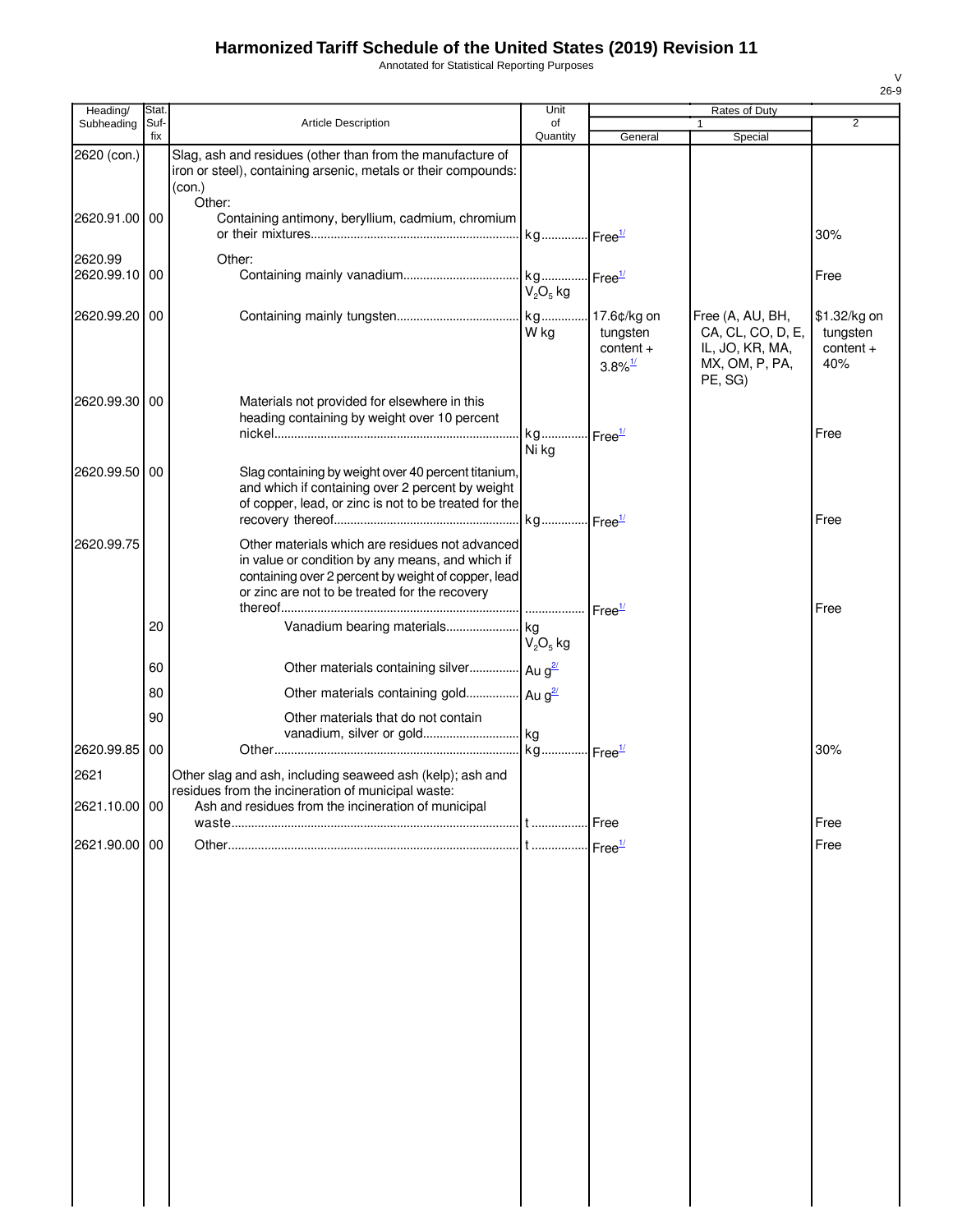# Harmonized Tariff Schedule of the United States (2019) Revision 11

Annotated for Statistical Reporting Purposes

V
26-9

| Heading/ Subheading | Stat. Suf- fix | Article Description | Unit of Quantity | Rates of Duty 1 General | Rates of Duty 1 Special | Rates of Duty 2 |
|---|---|---|---|---|---|---|
| 2620 (con.) | | Slag, ash and residues (other than from the manufacture of iron or steel), containing arsenic, metals or their compounds: (con.) | | | | |
| | | Other: | | | | |
| 2620.91.00 | 00 | Containing antimony, beryllium, cadmium, chromium or their mixtures | kg | Free[1/] | | 30% |
| 2620.99 | | Other: | | | | |
| 2620.99.10 | 00 | Containing mainly vanadium | kg $V_2O_5$ kg | Free[1/] | | Free |
| 2620.99.20 | 00 | Containing mainly tungsten | kg W kg | 17.6¢/kg on tungsten content + 3.8%[1/] | Free (A, AU, BH, CA, CL, CO, D, E, IL, JO, KR, MA, MX, OM, P, PA, PE, SG) | $1.32/kg on tungsten content + 40% |
| 2620.99.30 | 00 | Materials not provided for elsewhere in this heading containing by weight over 10 percent nickel | kg Ni kg | Free[1/] | | Free |
| 2620.99.50 | 00 | Slag containing by weight over 40 percent titanium, and which if containing over 2 percent by weight of copper, lead, or zinc is not to be treated for the recovery thereof | kg | Free[1/] | | Free |
| 2620.99.75 | | Other materials which are residues not advanced in value or condition by any means, and which if containing over 2 percent by weight of copper, lead or zinc are not to be treated for the recovery thereof | | Free[1/] | | Free |
| | 20 | Vanadium bearing materials | kg $V_2O_5$ kg | | | |
| | 60 | Other materials containing silver | Au g[2/] | | | |
| | 80 | Other materials containing gold | Au g[2/] | | | |
| | 90 | Other materials that do not contain vanadium, silver or gold | kg | | | |
| 2620.99.85 | 00 | Other | kg | Free[1/] | | 30% |
| 2621 | | Other slag and ash, including seaweed ash (kelp); ash and residues from the incineration of municipal waste: | | | | |
| 2621.10.00 | 00 | Ash and residues from the incineration of municipal waste | t | Free | | Free |
| 2621.90.00 | 00 | Other | t | Free[1/] | | Free |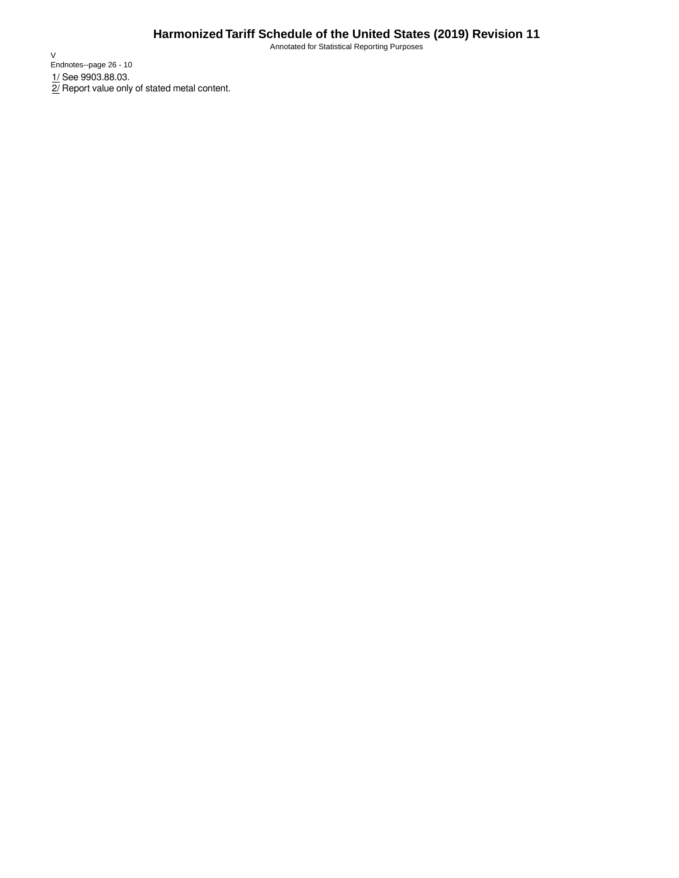1/ See 9903.88.03.
2/ Report value only of stated metal content.